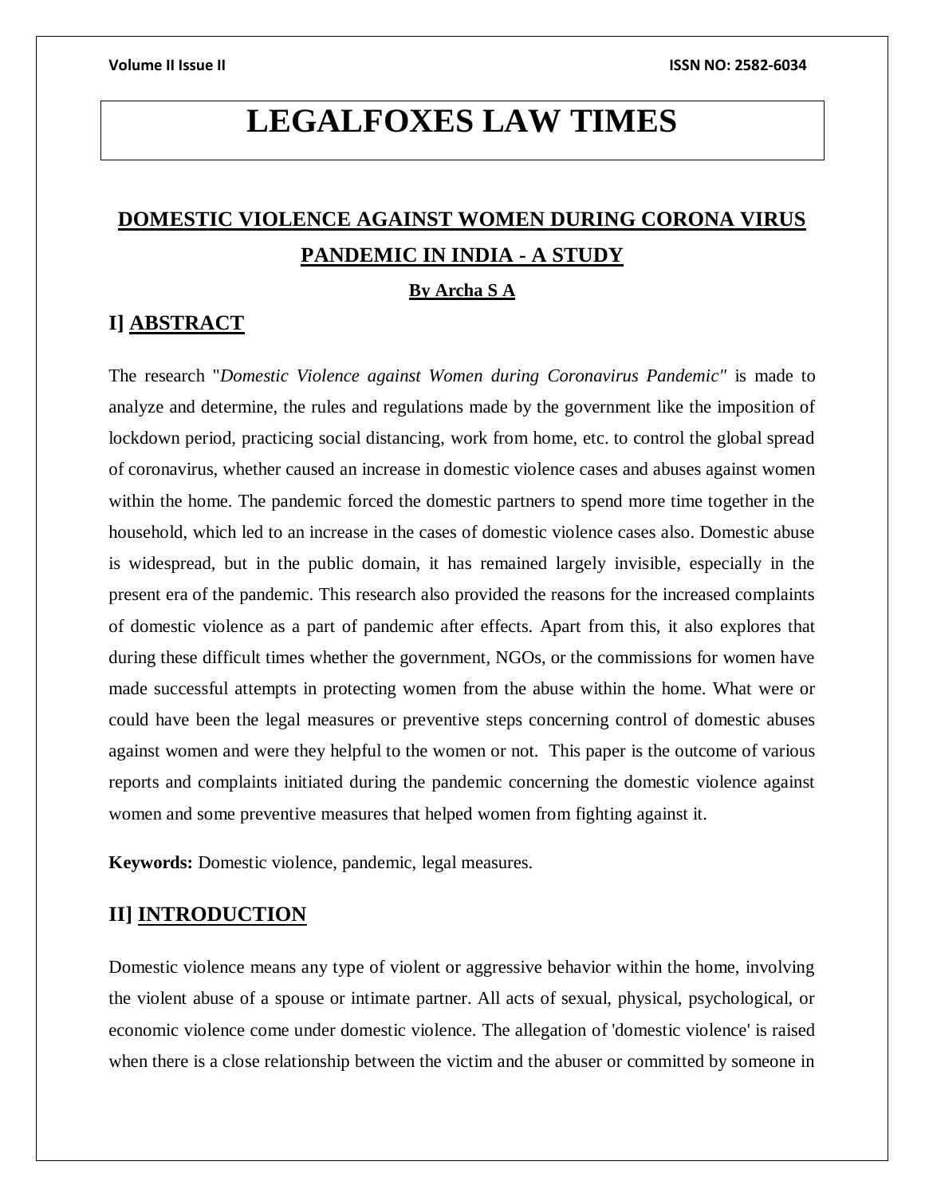# LEGALFOXES LAW TIMES

## DOMESTIC VIOLENCE AGAINST WOMEN DURING CORONA VIRUS PANDEMIC IN INDIA - A STUDY

**By Archa S A**

## I] ABSTRACT

The research "*Domestic Violence against Women during Coronavirus Pandemic"* is made to analyze and determine, the rules and regulations made by the government like the imposition of lockdown period, practicing social distancing, work from home, etc. to control the global spread of coronavirus, whether caused an increase in domestic violence cases and abuses against women within the home. The pandemic forced the domestic partners to spend more time together in the household, which led to an increase in the cases of domestic violence cases also. Domestic abuse is widespread, but in the public domain, it has remained largely invisible, especially in the present era of the pandemic. This research also provided the reasons for the increased complaints of domestic violence as a part of pandemic after effects. Apart from this, it also explores that during these difficult times whether the government, NGOs, or the commissions for women have made successful attempts in protecting women from the abuse within the home. What were or could have been the legal measures or preventive steps concerning control of domestic abuses against women and were they helpful to the women or not. This paper is the outcome of various reports and complaints initiated during the pandemic concerning the domestic violence against women and some preventive measures that helped women from fighting against it.

**Keywords:** Domestic violence, pandemic, legal measures.

## II] INTRODUCTION

Domestic violence means any type of violent or aggressive behavior within the home, involving the violent abuse of a spouse or intimate partner. All acts of sexual, physical, psychological, or economic violence come under domestic violence. The allegation of 'domestic violence' is raised when there is a close relationship between the victim and the abuser or committed by someone in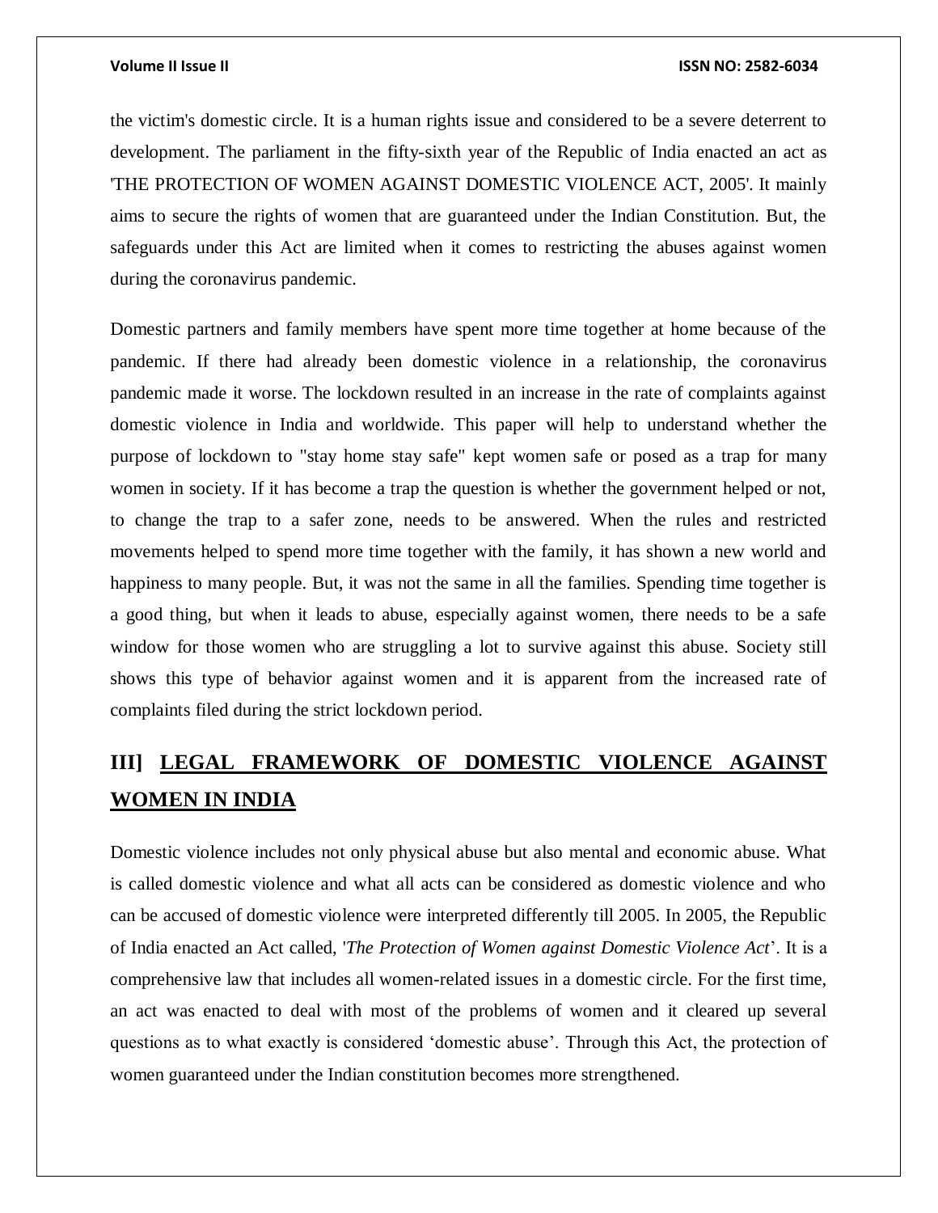the victim's domestic circle. It is a human rights issue and considered to be a severe deterrent to development. The parliament in the fifty-sixth year of the Republic of India enacted an act as 'THE PROTECTION OF WOMEN AGAINST DOMESTIC VIOLENCE ACT, 2005'. It mainly aims to secure the rights of women that are guaranteed under the Indian Constitution. But, the safeguards under this Act are limited when it comes to restricting the abuses against women during the coronavirus pandemic.

Domestic partners and family members have spent more time together at home because of the pandemic. If there had already been domestic violence in a relationship, the coronavirus pandemic made it worse. The lockdown resulted in an increase in the rate of complaints against domestic violence in India and worldwide. This paper will help to understand whether the purpose of lockdown to "stay home stay safe" kept women safe or posed as a trap for many women in society. If it has become a trap the question is whether the government helped or not, to change the trap to a safer zone, needs to be answered. When the rules and restricted movements helped to spend more time together with the family, it has shown a new world and happiness to many people. But, it was not the same in all the families. Spending time together is a good thing, but when it leads to abuse, especially against women, there needs to be a safe window for those women who are struggling a lot to survive against this abuse. Society still shows this type of behavior against women and it is apparent from the increased rate of complaints filed during the strict lockdown period.

## III] LEGAL FRAMEWORK OF DOMESTIC VIOLENCE AGAINST WOMEN IN INDIA

Domestic violence includes not only physical abuse but also mental and economic abuse. What is called domestic violence and what all acts can be considered as domestic violence and who can be accused of domestic violence were interpreted differently till 2005. In 2005, the Republic of India enacted an Act called, '*The Protection of Women against Domestic Violence Act*'. It is a comprehensive law that includes all women-related issues in a domestic circle. For the first time, an act was enacted to deal with most of the problems of women and it cleared up several questions as to what exactly is considered 'domestic abuse'. Through this Act, the protection of women guaranteed under the Indian constitution becomes more strengthened.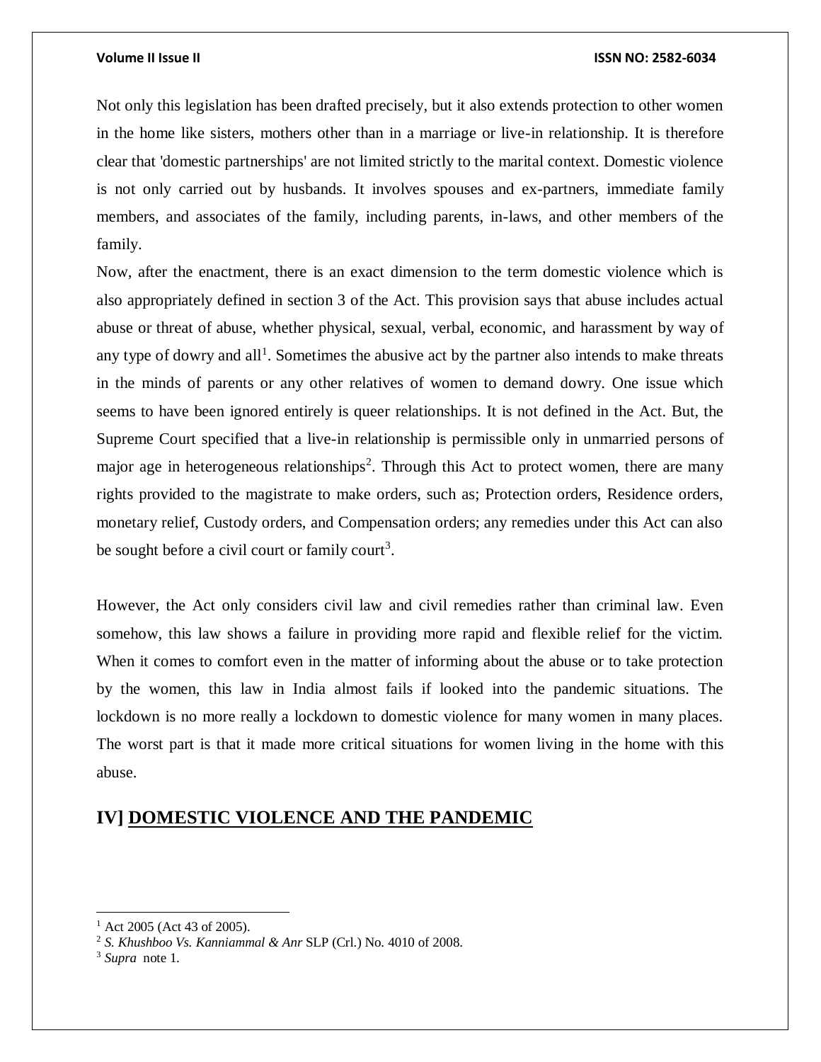Not only this legislation has been drafted precisely, but it also extends protection to other women in the home like sisters, mothers other than in a marriage or live-in relationship. It is therefore clear that 'domestic partnerships' are not limited strictly to the marital context. Domestic violence is not only carried out by husbands. It involves spouses and ex-partners, immediate family members, and associates of the family, including parents, in-laws, and other members of the family.

Now, after the enactment, there is an exact dimension to the term domestic violence which is also appropriately defined in section 3 of the Act. This provision says that abuse includes actual abuse or threat of abuse, whether physical, sexual, verbal, economic, and harassment by way of any type of dowry and all[1]. Sometimes the abusive act by the partner also intends to make threats in the minds of parents or any other relatives of women to demand dowry. One issue which seems to have been ignored entirely is queer relationships. It is not defined in the Act. But, the Supreme Court specified that a live-in relationship is permissible only in unmarried persons of major age in heterogeneous relationships[2]. Through this Act to protect women, there are many rights provided to the magistrate to make orders, such as; Protection orders, Residence orders, monetary relief, Custody orders, and Compensation orders; any remedies under this Act can also be sought before a civil court or family court[3].

However, the Act only considers civil law and civil remedies rather than criminal law. Even somehow, this law shows a failure in providing more rapid and flexible relief for the victim. When it comes to comfort even in the matter of informing about the abuse or to take protection by the women, this law in India almost fails if looked into the pandemic situations. The lockdown is no more really a lockdown to domestic violence for many women in many places. The worst part is that it made more critical situations for women living in the home with this abuse.

## IV] DOMESTIC VIOLENCE AND THE PANDEMIC

---

[1] Act 2005 (Act 43 of 2005).

[2] *S. Khushboo Vs. Kanniammal & Anr* SLP (Crl.) No. 4010 of 2008.

[3] *Supra* note 1.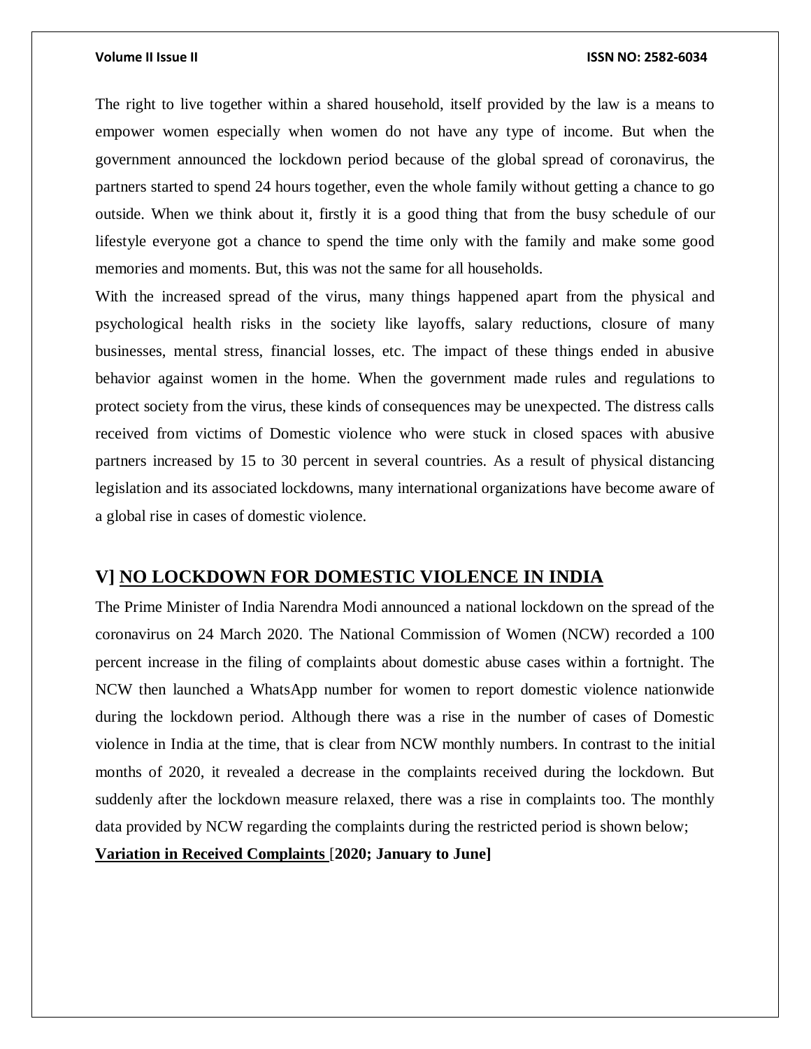The right to live together within a shared household, itself provided by the law is a means to empower women especially when women do not have any type of income. But when the government announced the lockdown period because of the global spread of coronavirus, the partners started to spend 24 hours together, even the whole family without getting a chance to go outside. When we think about it, firstly it is a good thing that from the busy schedule of our lifestyle everyone got a chance to spend the time only with the family and make some good memories and moments. But, this was not the same for all households.

With the increased spread of the virus, many things happened apart from the physical and psychological health risks in the society like layoffs, salary reductions, closure of many businesses, mental stress, financial losses, etc. The impact of these things ended in abusive behavior against women in the home. When the government made rules and regulations to protect society from the virus, these kinds of consequences may be unexpected. The distress calls received from victims of Domestic violence who were stuck in closed spaces with abusive partners increased by 15 to 30 percent in several countries. As a result of physical distancing legislation and its associated lockdowns, many international organizations have become aware of a global rise in cases of domestic violence.

## V] NO LOCKDOWN FOR DOMESTIC VIOLENCE IN INDIA

The Prime Minister of India Narendra Modi announced a national lockdown on the spread of the coronavirus on 24 March 2020. The National Commission of Women (NCW) recorded a 100 percent increase in the filing of complaints about domestic abuse cases within a fortnight. The NCW then launched a WhatsApp number for women to report domestic violence nationwide during the lockdown period. Although there was a rise in the number of cases of Domestic violence in India at the time, that is clear from NCW monthly numbers. In contrast to the initial months of 2020, it revealed a decrease in the complaints received during the lockdown. But suddenly after the lockdown measure relaxed, there was a rise in complaints too. The monthly data provided by NCW regarding the complaints during the restricted period is shown below;

**Variation in Received Complaints [2020; January to June]**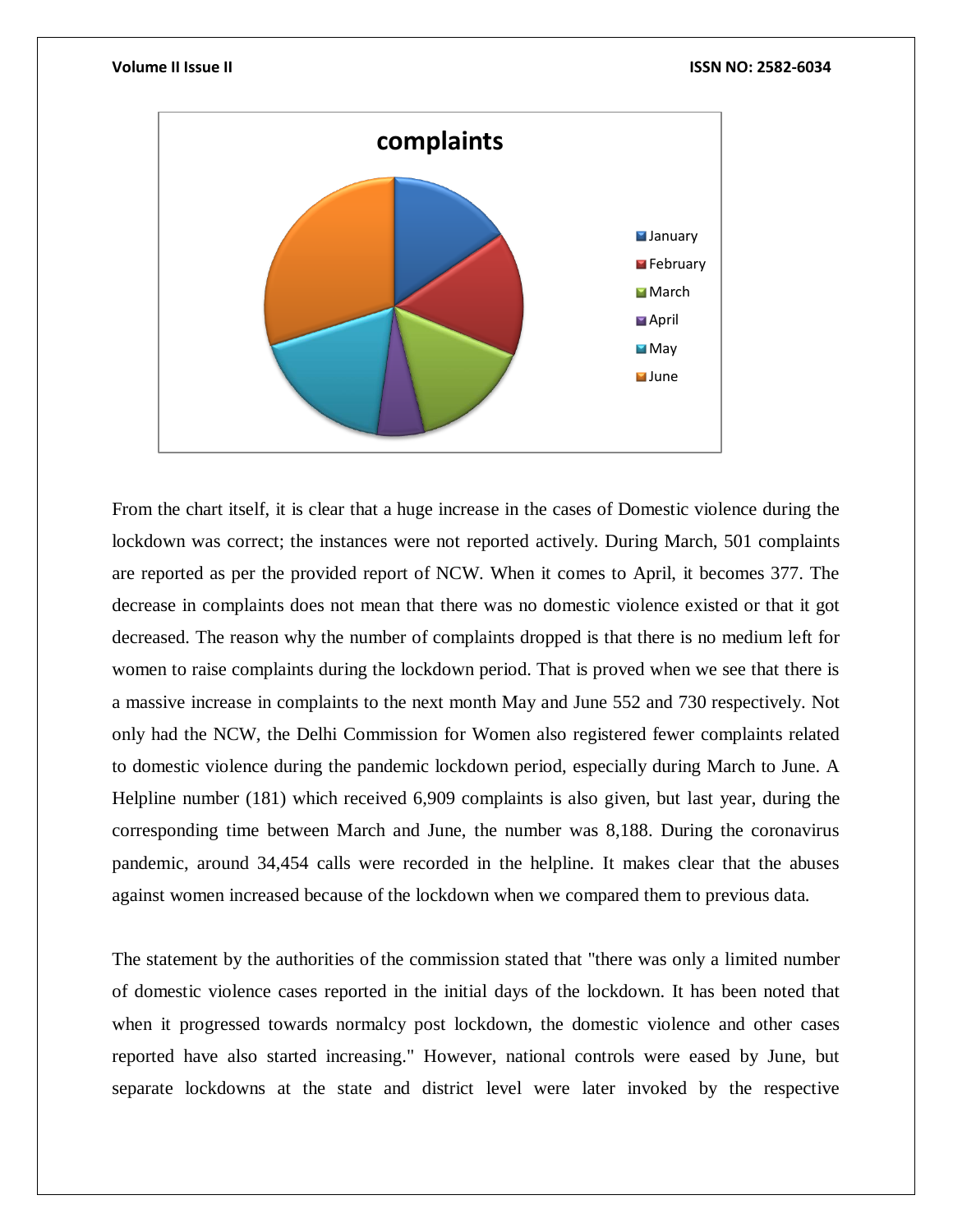From the chart itself, it is clear that a huge increase in the cases of Domestic violence during the lockdown was correct; the instances were not reported actively. During March, 501 complaints are reported as per the provided report of NCW. When it comes to April, it becomes 377. The decrease in complaints does not mean that there was no domestic violence existed or that it got decreased. The reason why the number of complaints dropped is that there is no medium left for women to raise complaints during the lockdown period. That is proved when we see that there is a massive increase in complaints to the next month May and June 552 and 730 respectively. Not only had the NCW, the Delhi Commission for Women also registered fewer complaints related to domestic violence during the pandemic lockdown period, especially during March to June. A Helpline number (181) which received 6,909 complaints is also given, but last year, during the corresponding time between March and June, the number was 8,188. During the coronavirus pandemic, around 34,454 calls were recorded in the helpline. It makes clear that the abuses against women increased because of the lockdown when we compared them to previous data.

The statement by the authorities of the commission stated that "there was only a limited number of domestic violence cases reported in the initial days of the lockdown. It has been noted that when it progressed towards normalcy post lockdown, the domestic violence and other cases reported have also started increasing." However, national controls were eased by June, but separate lockdowns at the state and district level were later invoked by the respective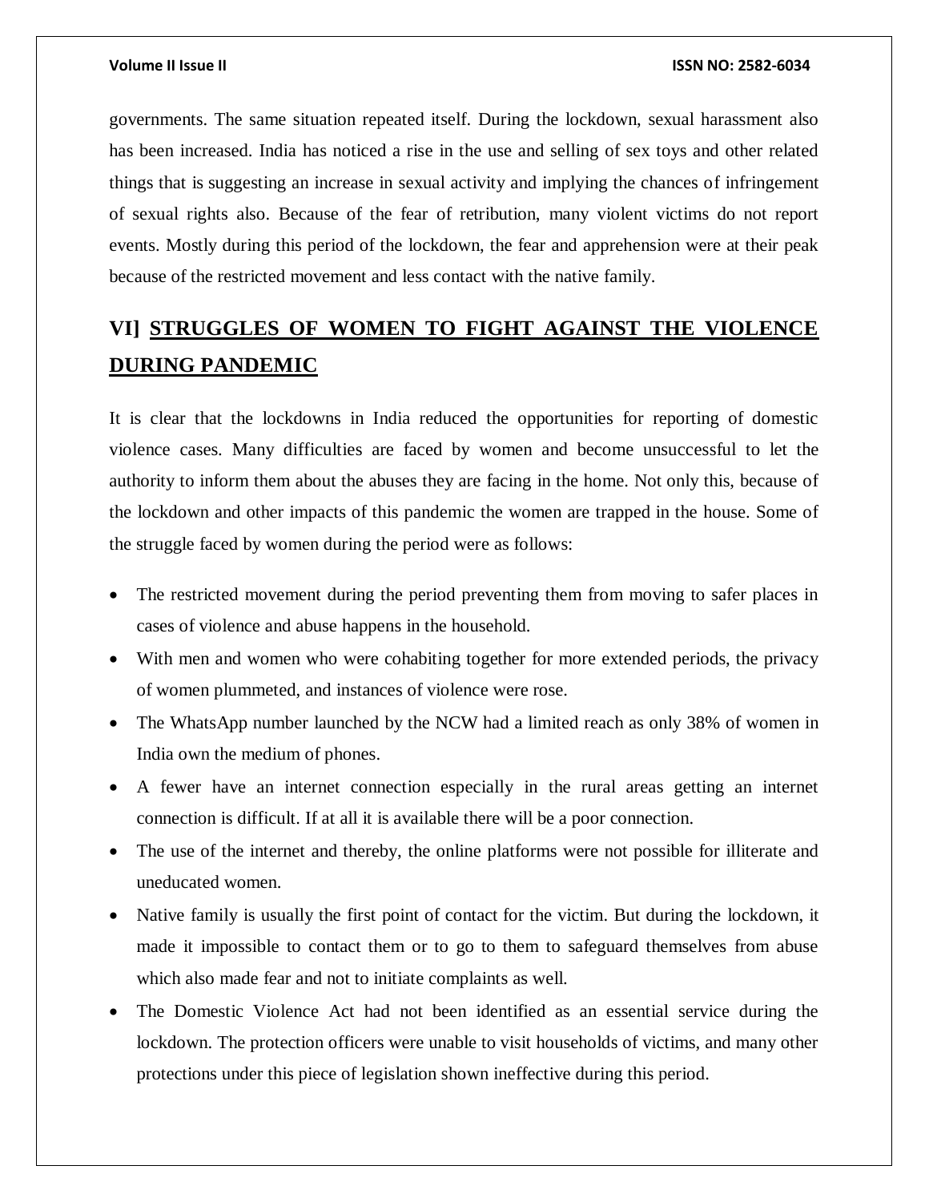governments. The same situation repeated itself. During the lockdown, sexual harassment also has been increased. India has noticed a rise in the use and selling of sex toys and other related things that is suggesting an increase in sexual activity and implying the chances of infringement of sexual rights also. Because of the fear of retribution, many violent victims do not report events. Mostly during this period of the lockdown, the fear and apprehension were at their peak because of the restricted movement and less contact with the native family.

## VI] STRUGGLES OF WOMEN TO FIGHT AGAINST THE VIOLENCE DURING PANDEMIC

It is clear that the lockdowns in India reduced the opportunities for reporting of domestic violence cases. Many difficulties are faced by women and become unsuccessful to let the authority to inform them about the abuses they are facing in the home. Not only this, because of the lockdown and other impacts of this pandemic the women are trapped in the house. Some of the struggle faced by women during the period were as follows:

- The restricted movement during the period preventing them from moving to safer places in cases of violence and abuse happens in the household.
- With men and women who were cohabiting together for more extended periods, the privacy of women plummeted, and instances of violence were rose.
- The WhatsApp number launched by the NCW had a limited reach as only 38% of women in India own the medium of phones.
- A fewer have an internet connection especially in the rural areas getting an internet connection is difficult. If at all it is available there will be a poor connection.
- The use of the internet and thereby, the online platforms were not possible for illiterate and uneducated women.
- Native family is usually the first point of contact for the victim. But during the lockdown, it made it impossible to contact them or to go to them to safeguard themselves from abuse which also made fear and not to initiate complaints as well.
- The Domestic Violence Act had not been identified as an essential service during the lockdown. The protection officers were unable to visit households of victims, and many other protections under this piece of legislation shown ineffective during this period.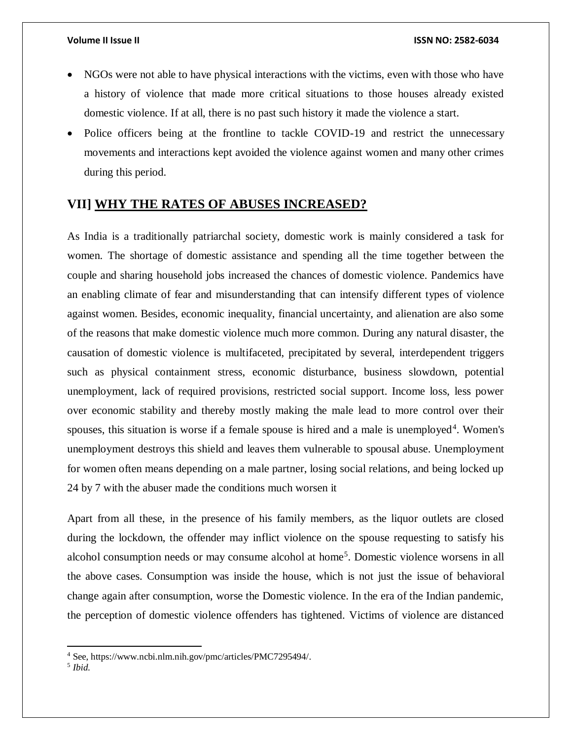- NGOs were not able to have physical interactions with the victims, even with those who have a history of violence that made more critical situations to those houses already existed domestic violence. If at all, there is no past such history it made the violence a start.
- Police officers being at the frontline to tackle COVID-19 and restrict the unnecessary movements and interactions kept avoided the violence against women and many other crimes during this period.

## VII] WHY THE RATES OF ABUSES INCREASED?

As India is a traditionally patriarchal society, domestic work is mainly considered a task for women. The shortage of domestic assistance and spending all the time together between the couple and sharing household jobs increased the chances of domestic violence. Pandemics have an enabling climate of fear and misunderstanding that can intensify different types of violence against women. Besides, economic inequality, financial uncertainty, and alienation are also some of the reasons that make domestic violence much more common. During any natural disaster, the causation of domestic violence is multifaceted, precipitated by several, interdependent triggers such as physical containment stress, economic disturbance, business slowdown, potential unemployment, lack of required provisions, restricted social support. Income loss, less power over economic stability and thereby mostly making the male lead to more control over their spouses, this situation is worse if a female spouse is hired and a male is unemployed[4]. Women's unemployment destroys this shield and leaves them vulnerable to spousal abuse. Unemployment for women often means depending on a male partner, losing social relations, and being locked up 24 by 7 with the abuser made the conditions much worsen it

Apart from all these, in the presence of his family members, as the liquor outlets are closed during the lockdown, the offender may inflict violence on the spouse requesting to satisfy his alcohol consumption needs or may consume alcohol at home[5]. Domestic violence worsens in all the above cases. Consumption was inside the house, which is not just the issue of behavioral change again after consumption, worse the Domestic violence. In the era of the Indian pandemic, the perception of domestic violence offenders has tightened. Victims of violence are distanced

---

[4] See, https://www.ncbi.nlm.nih.gov/pmc/articles/PMC7295494/.

[5] *Ibid.*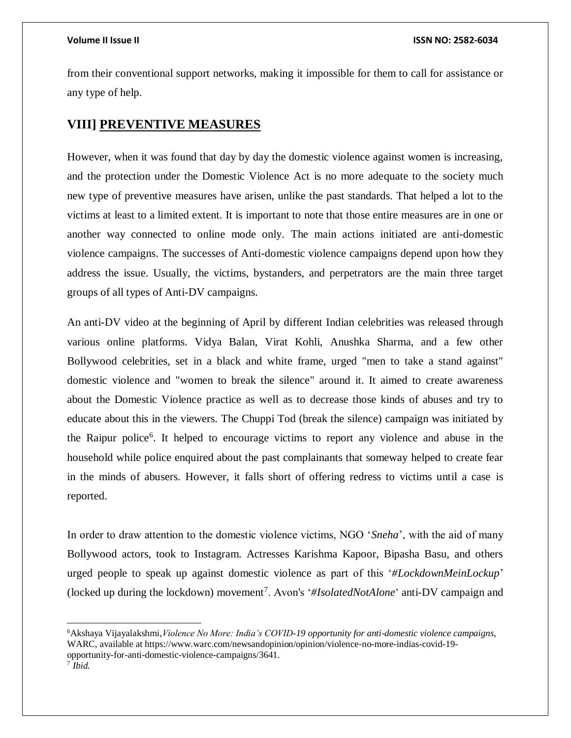from their conventional support networks, making it impossible for them to call for assistance or any type of help.

## VIII] PREVENTIVE MEASURES

However, when it was found that day by day the domestic violence against women is increasing, and the protection under the Domestic Violence Act is no more adequate to the society much new type of preventive measures have arisen, unlike the past standards. That helped a lot to the victims at least to a limited extent. It is important to note that those entire measures are in one or another way connected to online mode only. The main actions initiated are anti-domestic violence campaigns. The successes of Anti-domestic violence campaigns depend upon how they address the issue. Usually, the victims, bystanders, and perpetrators are the main three target groups of all types of Anti-DV campaigns.

An anti-DV video at the beginning of April by different Indian celebrities was released through various online platforms. Vidya Balan, Virat Kohli, Anushka Sharma, and a few other Bollywood celebrities, set in a black and white frame, urged "men to take a stand against" domestic violence and "women to break the silence" around it. It aimed to create awareness about the Domestic Violence practice as well as to decrease those kinds of abuses and try to educate about this in the viewers. The Chuppi Tod (break the silence) campaign was initiated by the Raipur police[6]. It helped to encourage victims to report any violence and abuse in the household while police enquired about the past complainants that someway helped to create fear in the minds of abusers. However, it falls short of offering redress to victims until a case is reported.

In order to draw attention to the domestic violence victims, NGO '*Sneha*', with the aid of many Bollywood actors, took to Instagram. Actresses Karishma Kapoor, Bipasha Basu, and others urged people to speak up against domestic violence as part of this '*#LockdownMeinLockup*' (locked up during the lockdown) movement[7]. Avon's '*#IsolatedNotAlone*' anti-DV campaign and

---

[6] Akshaya Vijayalakshmi, *Violence No More: India's COVID-19 opportunity for anti-domestic violence campaigns*, WARC, available at https://www.warc.com/newsandopinion/opinion/violence-no-more-indias-covid-19-opportunity-for-anti-domestic-violence-campaigns/3641.

[7] *Ibid.*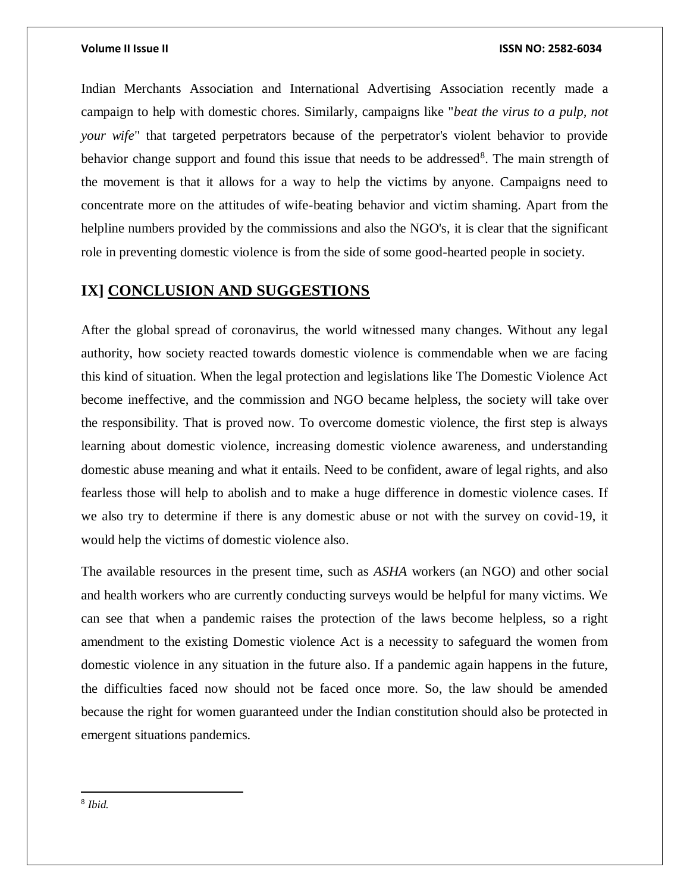Indian Merchants Association and International Advertising Association recently made a campaign to help with domestic chores. Similarly, campaigns like "*beat the virus to a pulp, not your wife*" that targeted perpetrators because of the perpetrator's violent behavior to provide behavior change support and found this issue that needs to be addressed[8]. The main strength of the movement is that it allows for a way to help the victims by anyone. Campaigns need to concentrate more on the attitudes of wife-beating behavior and victim shaming. Apart from the helpline numbers provided by the commissions and also the NGO's, it is clear that the significant role in preventing domestic violence is from the side of some good-hearted people in society.

## IX] <u>CONCLUSION AND SUGGESTIONS</u>

After the global spread of coronavirus, the world witnessed many changes. Without any legal authority, how society reacted towards domestic violence is commendable when we are facing this kind of situation. When the legal protection and legislations like The Domestic Violence Act become ineffective, and the commission and NGO became helpless, the society will take over the responsibility. That is proved now. To overcome domestic violence, the first step is always learning about domestic violence, increasing domestic violence awareness, and understanding domestic abuse meaning and what it entails. Need to be confident, aware of legal rights, and also fearless those will help to abolish and to make a huge difference in domestic violence cases. If we also try to determine if there is any domestic abuse or not with the survey on covid-19, it would help the victims of domestic violence also.

The available resources in the present time, such as *ASHA* workers (an NGO) and other social and health workers who are currently conducting surveys would be helpful for many victims. We can see that when a pandemic raises the protection of the laws become helpless, so a right amendment to the existing Domestic violence Act is a necessity to safeguard the women from domestic violence in any situation in the future also. If a pandemic again happens in the future, the difficulties faced now should not be faced once more. So, the law should be amended because the right for women guaranteed under the Indian constitution should also be protected in emergent situations pandemics.

---

[8] *Ibid.*